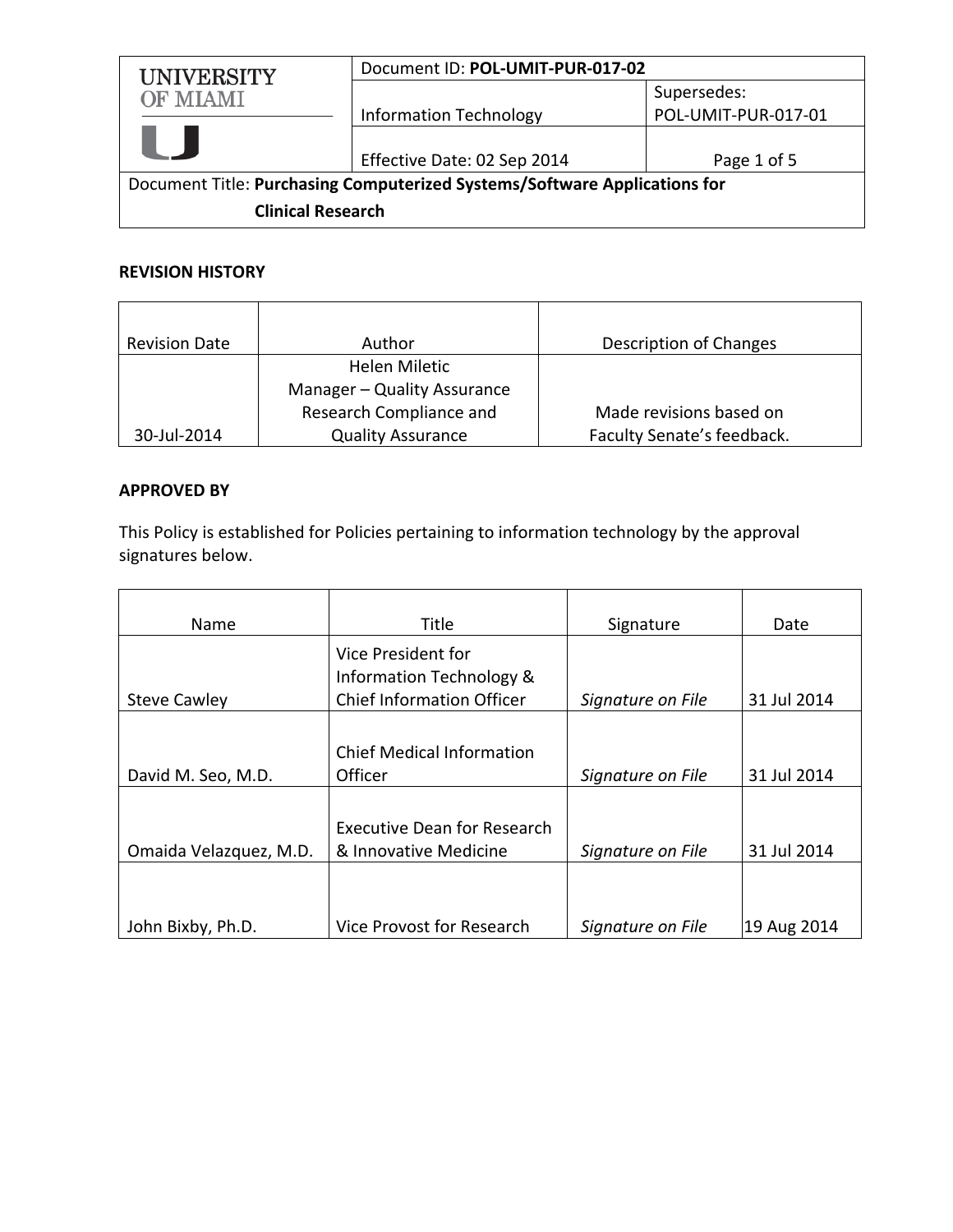| UNIVERSITY OF MIAMI | Document ID: **POL-UMIT-PUR-017-02** | |
|---|---|---|
| | Information Technology | Supersedes: POL-UMIT-PUR-017-01 |
| | Effective Date: 02 Sep 2014 | Page 1 of 5 |

Document Title: **Purchasing Computerized Systems/Software Applications for Clinical Research**

**REVISION HISTORY**

| Revision Date | Author | Description of Changes |
|---|---|---|
| 30-Jul-2014 | Helen Miletic<br>Manager – Quality Assurance<br>Research Compliance and Quality Assurance | Made revisions based on Faculty Senate's feedback. |

**APPROVED BY**

This Policy is established for Policies pertaining to information technology by the approval signatures below.

| Name | Title | Signature | Date |
|---|---|---|---|
| Steve Cawley | Vice President for Information Technology & Chief Information Officer | *Signature on File* | 31 Jul 2014 |
| David M. Seo, M.D. | Chief Medical Information Officer | *Signature on File* | 31 Jul 2014 |
| Omaida Velazquez, M.D. | Executive Dean for Research & Innovative Medicine | *Signature on File* | 31 Jul 2014 |
| John Bixby, Ph.D. | Vice Provost for Research | *Signature on File* | 19 Aug 2014 |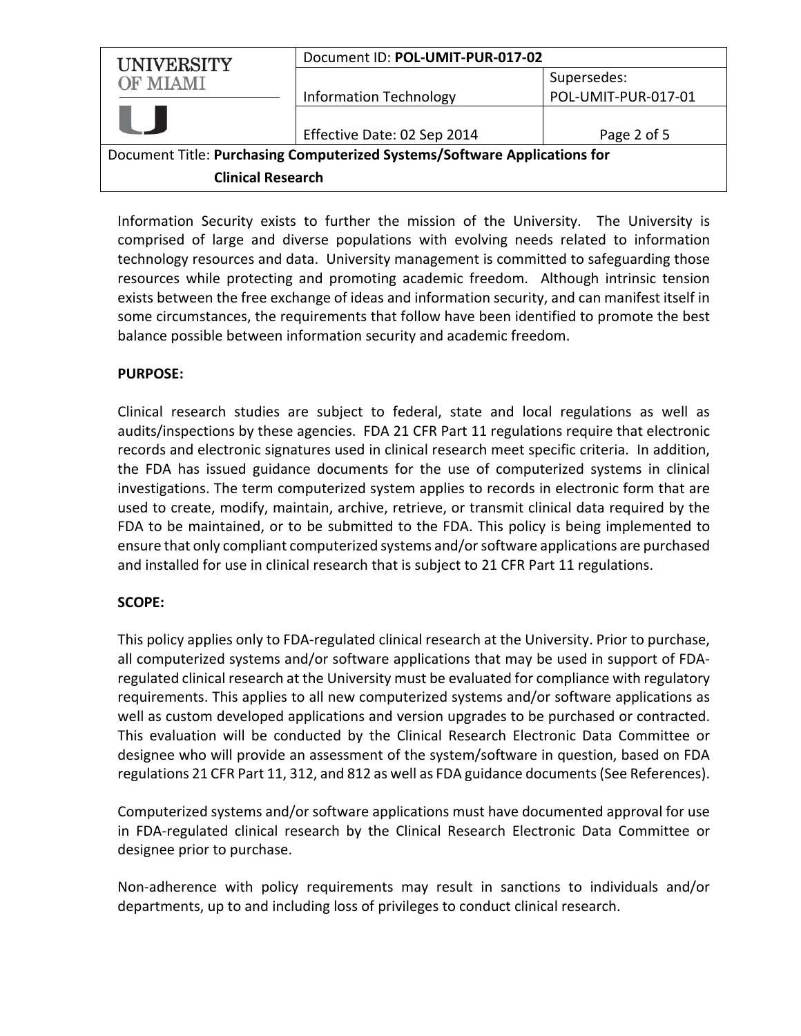Information Security exists to further the mission of the University. The University is comprised of large and diverse populations with evolving needs related to information technology resources and data. University management is committed to safeguarding those resources while protecting and promoting academic freedom. Although intrinsic tension exists between the free exchange of ideas and information security, and can manifest itself in some circumstances, the requirements that follow have been identified to promote the best balance possible between information security and academic freedom.

**PURPOSE:**

Clinical research studies are subject to federal, state and local regulations as well as audits/inspections by these agencies. FDA 21 CFR Part 11 regulations require that electronic records and electronic signatures used in clinical research meet specific criteria. In addition, the FDA has issued guidance documents for the use of computerized systems in clinical investigations. The term computerized system applies to records in electronic form that are used to create, modify, maintain, archive, retrieve, or transmit clinical data required by the FDA to be maintained, or to be submitted to the FDA. This policy is being implemented to ensure that only compliant computerized systems and/or software applications are purchased and installed for use in clinical research that is subject to 21 CFR Part 11 regulations.

**SCOPE:**

This policy applies only to FDA-regulated clinical research at the University. Prior to purchase, all computerized systems and/or software applications that may be used in support of FDA-regulated clinical research at the University must be evaluated for compliance with regulatory requirements. This applies to all new computerized systems and/or software applications as well as custom developed applications and version upgrades to be purchased or contracted. This evaluation will be conducted by the Clinical Research Electronic Data Committee or designee who will provide an assessment of the system/software in question, based on FDA regulations 21 CFR Part 11, 312, and 812 as well as FDA guidance documents (See References).

Computerized systems and/or software applications must have documented approval for use in FDA-regulated clinical research by the Clinical Research Electronic Data Committee or designee prior to purchase.

Non-adherence with policy requirements may result in sanctions to individuals and/or departments, up to and including loss of privileges to conduct clinical research.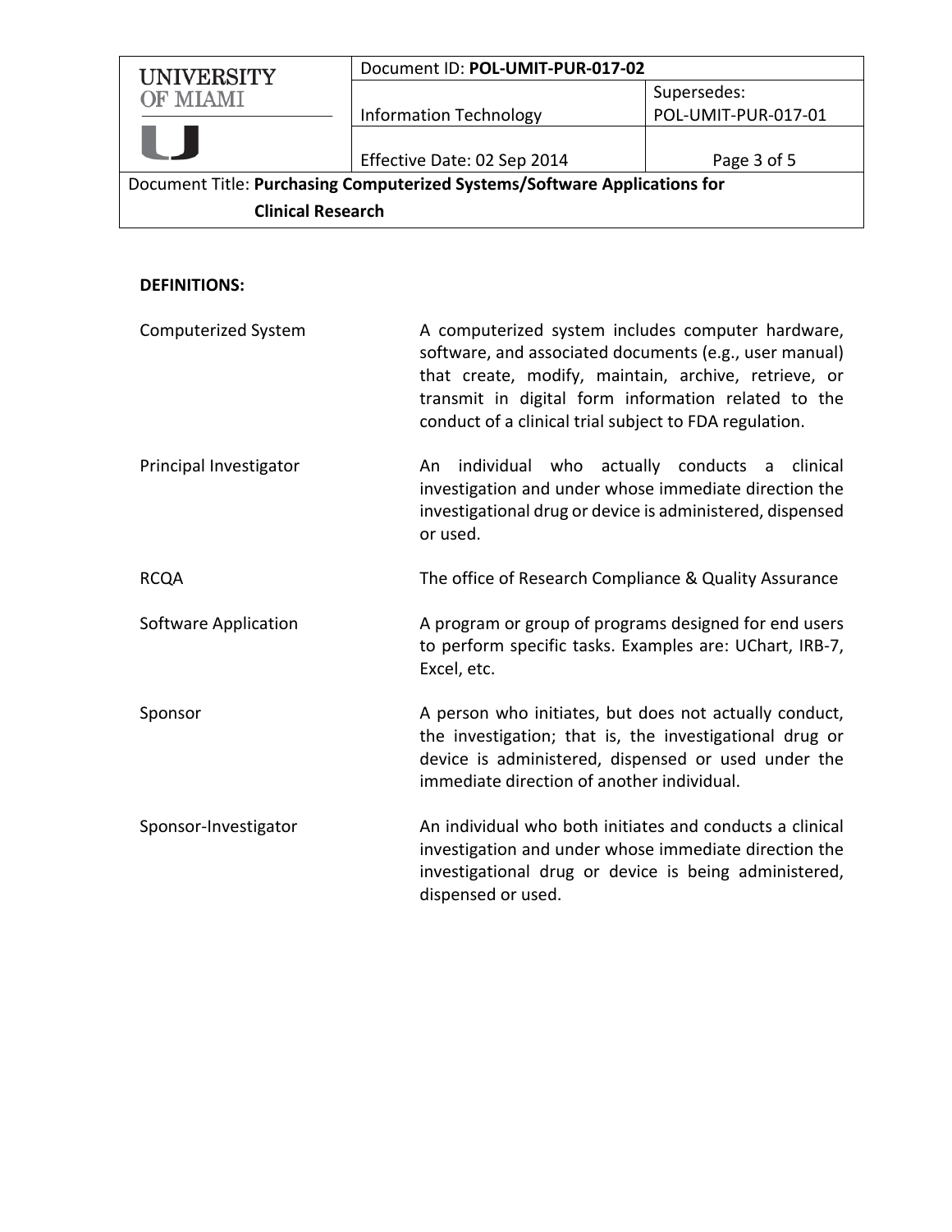**DEFINITIONS:**

| | |
|---|---|
| Computerized System | A computerized system includes computer hardware, software, and associated documents (e.g., user manual) that create, modify, maintain, archive, retrieve, or transmit in digital form information related to the conduct of a clinical trial subject to FDA regulation. |
| Principal Investigator | An individual who actually conducts a clinical investigation and under whose immediate direction the investigational drug or device is administered, dispensed or used. |
| RCQA | The office of Research Compliance & Quality Assurance |
| Software Application | A program or group of programs designed for end users to perform specific tasks. Examples are: UChart, IRB-7, Excel, etc. |
| Sponsor | A person who initiates, but does not actually conduct, the investigation; that is, the investigational drug or device is administered, dispensed or used under the immediate direction of another individual. |
| Sponsor-Investigator | An individual who both initiates and conducts a clinical investigation and under whose immediate direction the investigational drug or device is being administered, dispensed or used. |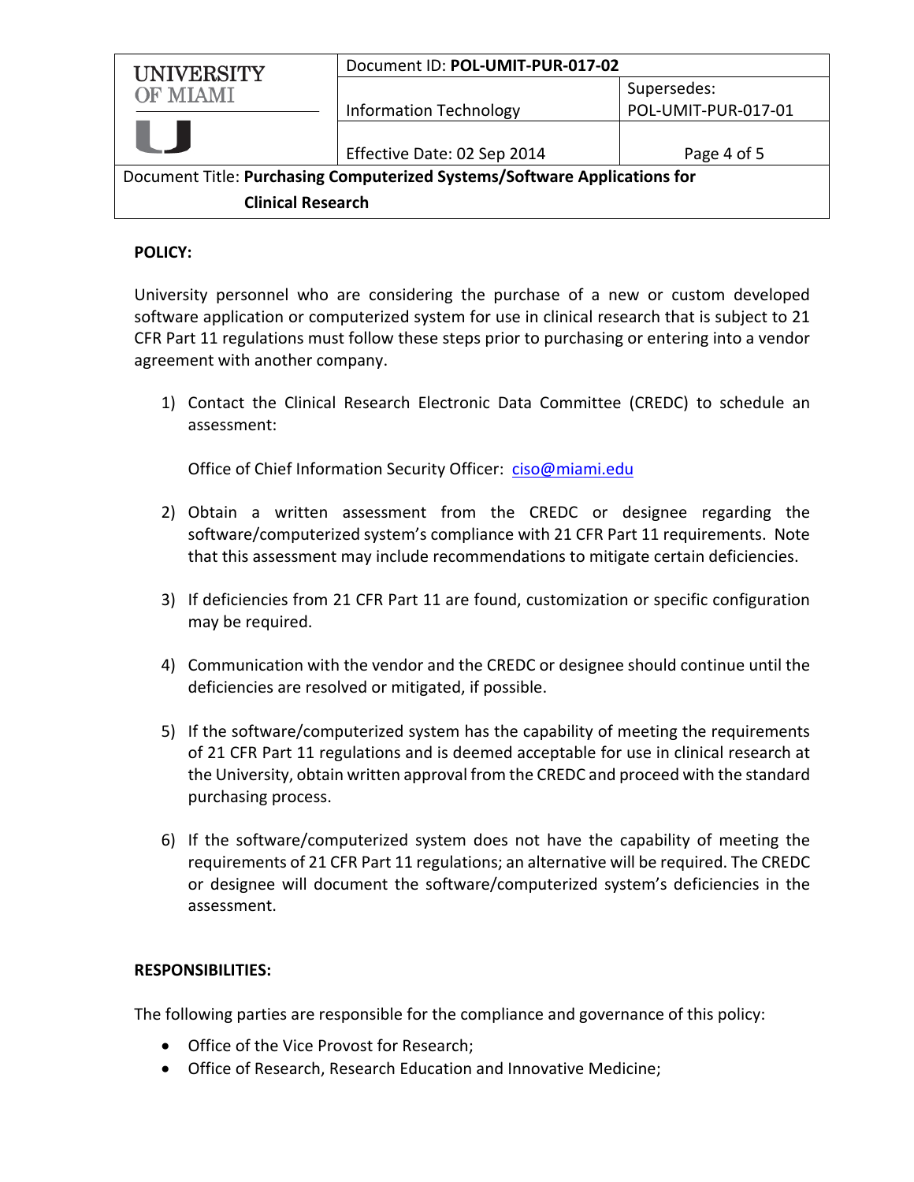**POLICY:**

University personnel who are considering the purchase of a new or custom developed software application or computerized system for use in clinical research that is subject to 21 CFR Part 11 regulations must follow these steps prior to purchasing or entering into a vendor agreement with another company.

1) Contact the Clinical Research Electronic Data Committee (CREDC) to schedule an assessment:

   Office of Chief Information Security Officer: ciso@miami.edu

2) Obtain a written assessment from the CREDC or designee regarding the software/computerized system's compliance with 21 CFR Part 11 requirements. Note that this assessment may include recommendations to mitigate certain deficiencies.

3) If deficiencies from 21 CFR Part 11 are found, customization or specific configuration may be required.

4) Communication with the vendor and the CREDC or designee should continue until the deficiencies are resolved or mitigated, if possible.

5) If the software/computerized system has the capability of meeting the requirements of 21 CFR Part 11 regulations and is deemed acceptable for use in clinical research at the University, obtain written approval from the CREDC and proceed with the standard purchasing process.

6) If the software/computerized system does not have the capability of meeting the requirements of 21 CFR Part 11 regulations; an alternative will be required. The CREDC or designee will document the software/computerized system's deficiencies in the assessment.

**RESPONSIBILITIES:**

The following parties are responsible for the compliance and governance of this policy:

- Office of the Vice Provost for Research;
- Office of Research, Research Education and Innovative Medicine;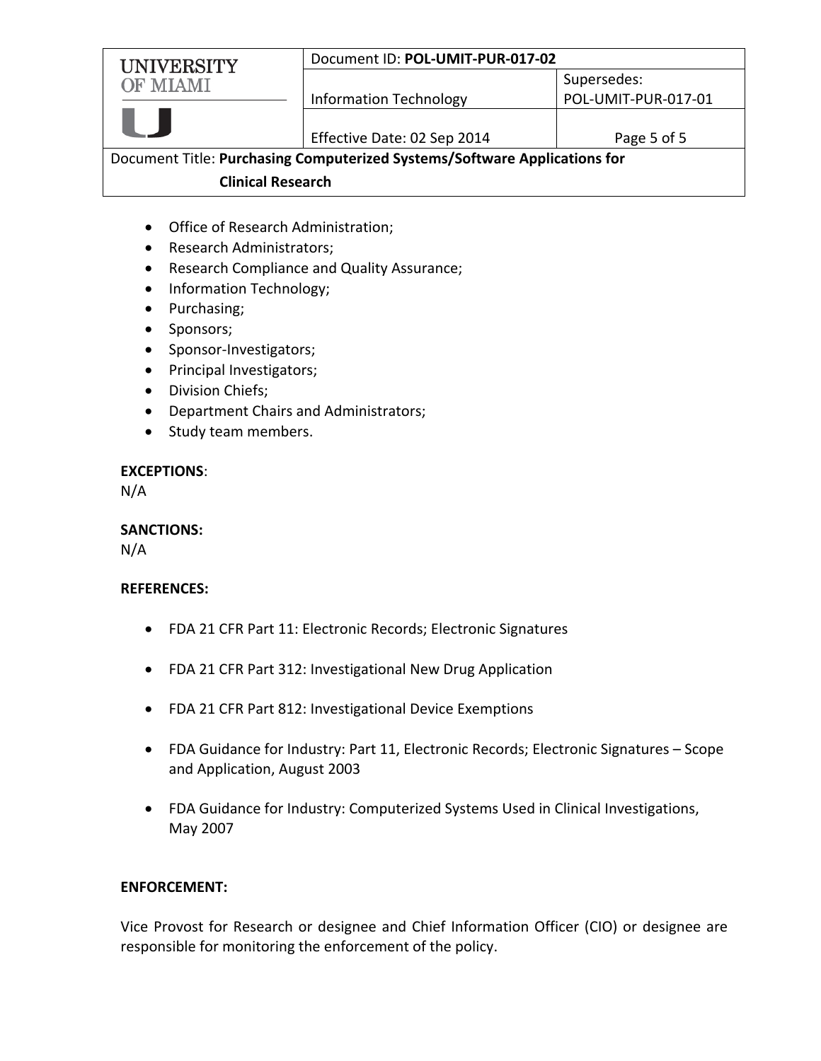- Office of Research Administration;
- Research Administrators;
- Research Compliance and Quality Assurance;
- Information Technology;
- Purchasing;
- Sponsors;
- Sponsor-Investigators;
- Principal Investigators;
- Division Chiefs;
- Department Chairs and Administrators;
- Study team members.

**EXCEPTIONS**:
N/A

**SANCTIONS:**
N/A

**REFERENCES:**

- FDA 21 CFR Part 11: Electronic Records; Electronic Signatures
- FDA 21 CFR Part 312: Investigational New Drug Application
- FDA 21 CFR Part 812: Investigational Device Exemptions
- FDA Guidance for Industry: Part 11, Electronic Records; Electronic Signatures – Scope and Application, August 2003
- FDA Guidance for Industry: Computerized Systems Used in Clinical Investigations, May 2007

**ENFORCEMENT:**

Vice Provost for Research or designee and Chief Information Officer (CIO) or designee are responsible for monitoring the enforcement of the policy.